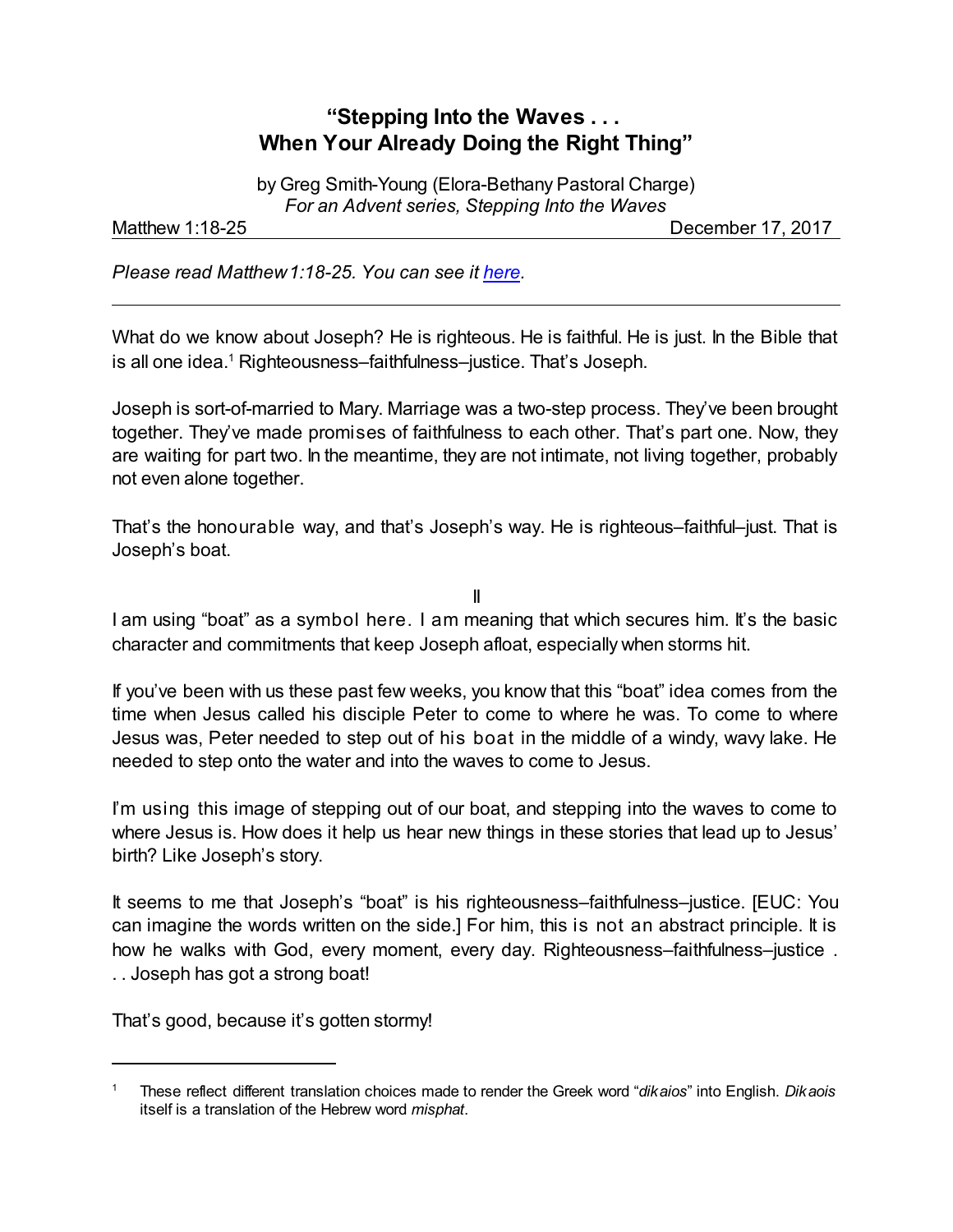# "Stepping Into the Waves . . . When Your Already Doing the Right Thing"

by Greg Smith-Young (Elora-Bethany Pastoral Charge)
*For an Advent series, Stepping Into the Waves*

Matthew 1:18-25 December 17, 2017

*Please read Matthew 1:18-25. You can see it here.*

---

What do we know about Joseph? He is righteous. He is faithful. He is just. In the Bible that is all one idea.[1] Righteousness–faithfulness–justice. That's Joseph.

Joseph is sort-of-married to Mary. Marriage was a two-step process. They've been brought together. They've made promises of faithfulness to each other. That's part one. Now, they are waiting for part two. In the meantime, they are not intimate, not living together, probably not even alone together.

That's the honourable way, and that's Joseph's way. He is righteous–faithful–just. That is Joseph's boat.

II

I am using "boat" as a symbol here. I am meaning that which secures him. It's the basic character and commitments that keep Joseph afloat, especially when storms hit.

If you've been with us these past few weeks, you know that this "boat" idea comes from the time when Jesus called his disciple Peter to come to where he was. To come to where Jesus was, Peter needed to step out of his boat in the middle of a windy, wavy lake. He needed to step onto the water and into the waves to come to Jesus.

I'm using this image of stepping out of our boat, and stepping into the waves to come to where Jesus is. How does it help us hear new things in these stories that lead up to Jesus' birth? Like Joseph's story.

It seems to me that Joseph's "boat" is his righteousness–faithfulness–justice. [EUC: You can imagine the words written on the side.] For him, this is not an abstract principle. It is how he walks with God, every moment, every day. Righteousness–faithfulness–justice . . . Joseph has got a strong boat!

That's good, because it's gotten stormy!

---

[1] These reflect different translation choices made to render the Greek word "*dikaios*" into English. *Dikaois* itself is a translation of the Hebrew word *misphat*.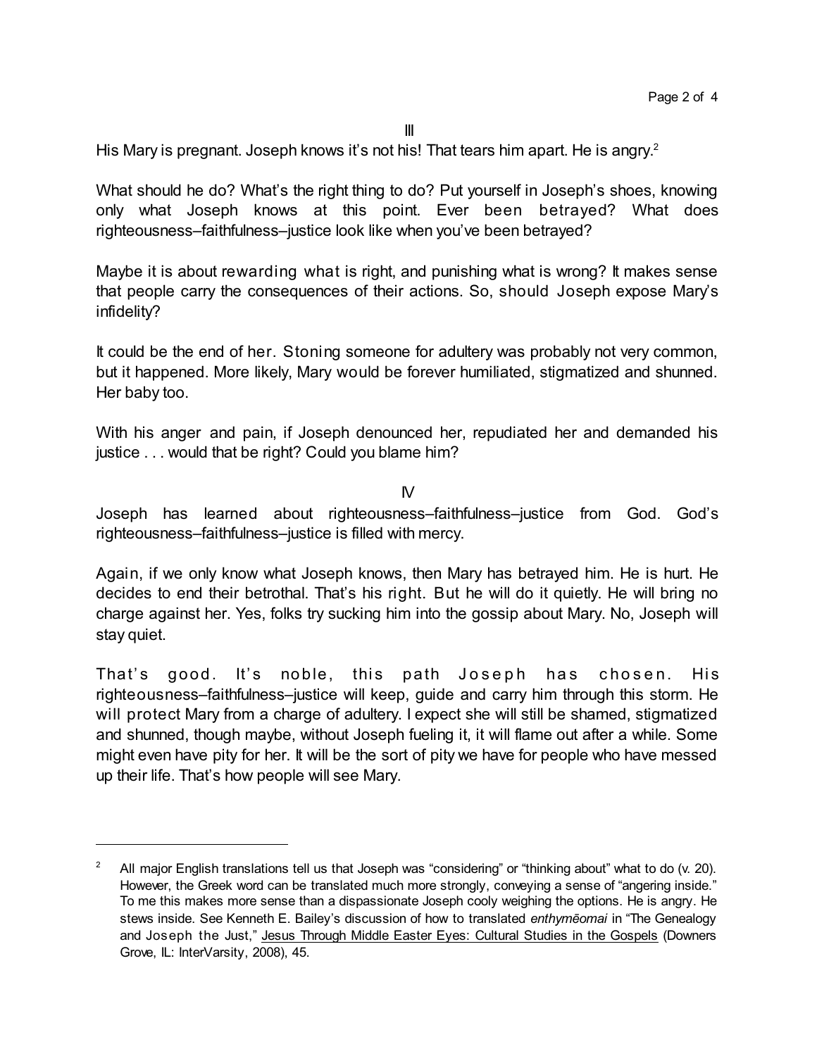III

His Mary is pregnant. Joseph knows it's not his! That tears him apart. He is angry.[2]

What should he do? What's the right thing to do? Put yourself in Joseph's shoes, knowing only what Joseph knows at this point. Ever been betrayed? What does righteousness–faithfulness–justice look like when you've been betrayed?

Maybe it is about rewarding what is right, and punishing what is wrong? It makes sense that people carry the consequences of their actions. So, should Joseph expose Mary's infidelity?

It could be the end of her. Stoning someone for adultery was probably not very common, but it happened. More likely, Mary would be forever humiliated, stigmatized and shunned. Her baby too.

With his anger and pain, if Joseph denounced her, repudiated her and demanded his justice . . . would that be right? Could you blame him?

IV

Joseph has learned about righteousness–faithfulness–justice from God. God's righteousness–faithfulness–justice is filled with mercy.

Again, if we only know what Joseph knows, then Mary has betrayed him. He is hurt. He decides to end their betrothal. That's his right. But he will do it quietly. He will bring no charge against her. Yes, folks try sucking him into the gossip about Mary. No, Joseph will stay quiet.

That's good. It's noble, this path Joseph has chosen. His righteousness–faithfulness–justice will keep, guide and carry him through this storm. He will protect Mary from a charge of adultery. I expect she will still be shamed, stigmatized and shunned, though maybe, without Joseph fueling it, it will flame out after a while. Some might even have pity for her. It will be the sort of pity we have for people who have messed up their life. That's how people will see Mary.

---

[2] All major English translations tell us that Joseph was "considering" or "thinking about" what to do (v. 20). However, the Greek word can be translated much more strongly, conveying a sense of "angering inside." To me this makes more sense than a dispassionate Joseph cooly weighing the options. He is angry. He stews inside. See Kenneth E. Bailey's discussion of how to translated *enthymēomai* in "The Genealogy and Joseph the Just," Jesus Through Middle Easter Eyes: Cultural Studies in the Gospels (Downers Grove, IL: InterVarsity, 2008), 45.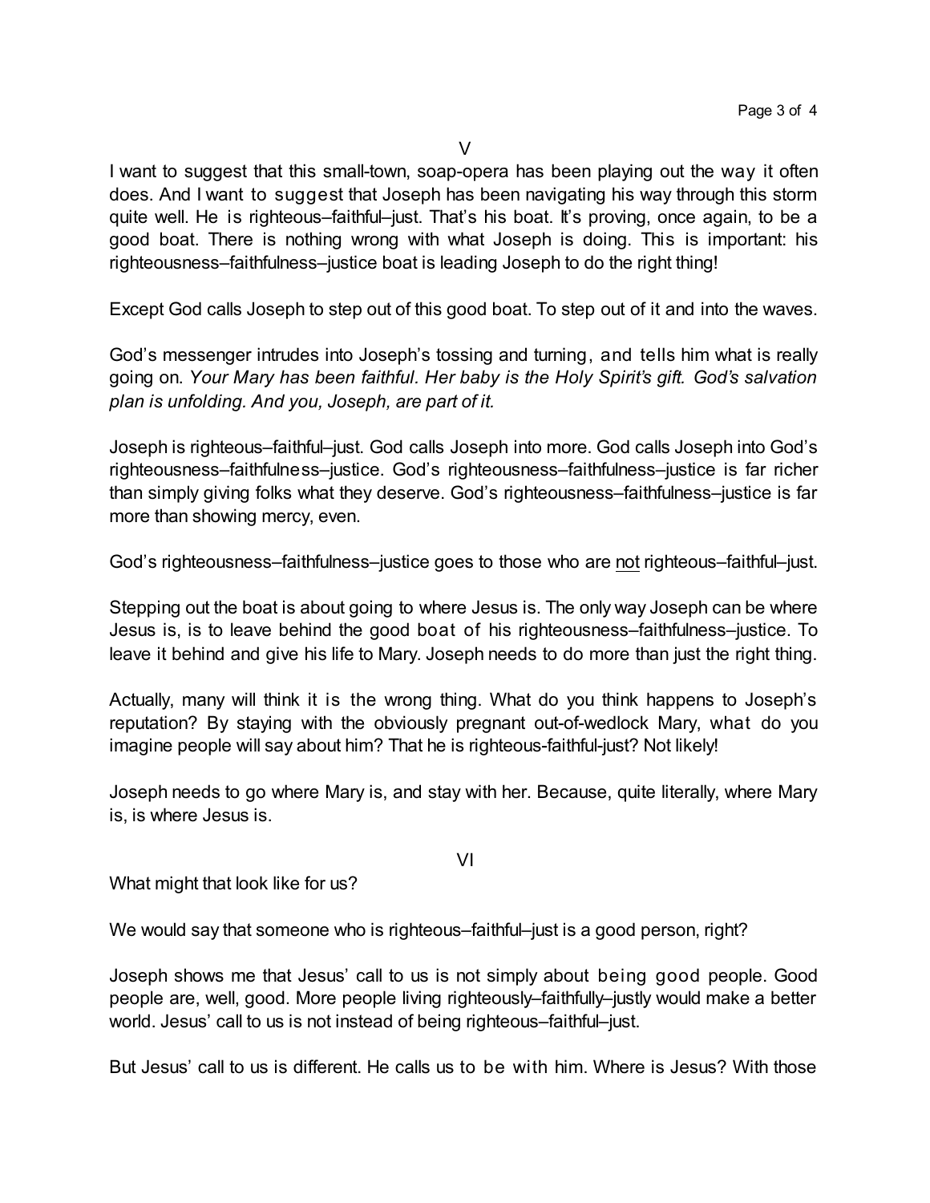V

I want to suggest that this small-town, soap-opera has been playing out the way it often does. And I want to suggest that Joseph has been navigating his way through this storm quite well. He is righteous–faithful–just. That's his boat. It's proving, once again, to be a good boat. There is nothing wrong with what Joseph is doing. This is important: his righteousness–faithfulness–justice boat is leading Joseph to do the right thing!

Except God calls Joseph to step out of this good boat. To step out of it and into the waves.

God's messenger intrudes into Joseph's tossing and turning, and tells him what is really going on. *Your Mary has been faithful. Her baby is the Holy Spirit's gift. God's salvation plan is unfolding. And you, Joseph, are part of it.*

Joseph is righteous–faithful–just. God calls Joseph into more. God calls Joseph into God's righteousness–faithfulness–justice. God's righteousness–faithfulness–justice is far richer than simply giving folks what they deserve. God's righteousness–faithfulness–justice is far more than showing mercy, even.

God's righteousness–faithfulness–justice goes to those who are <u>not</u> righteous–faithful–just.

Stepping out the boat is about going to where Jesus is. The only way Joseph can be where Jesus is, is to leave behind the good boat of his righteousness–faithfulness–justice. To leave it behind and give his life to Mary. Joseph needs to do more than just the right thing.

Actually, many will think it is the wrong thing. What do you think happens to Joseph's reputation? By staying with the obviously pregnant out-of-wedlock Mary, what do you imagine people will say about him? That he is righteous-faithful-just? Not likely!

Joseph needs to go where Mary is, and stay with her. Because, quite literally, where Mary is, is where Jesus is.

VI

What might that look like for us?

We would say that someone who is righteous–faithful–just is a good person, right?

Joseph shows me that Jesus' call to us is not simply about being good people. Good people are, well, good. More people living righteously–faithfully–justly would make a better world. Jesus' call to us is not instead of being righteous–faithful–just.

But Jesus' call to us is different. He calls us to be with him. Where is Jesus? With those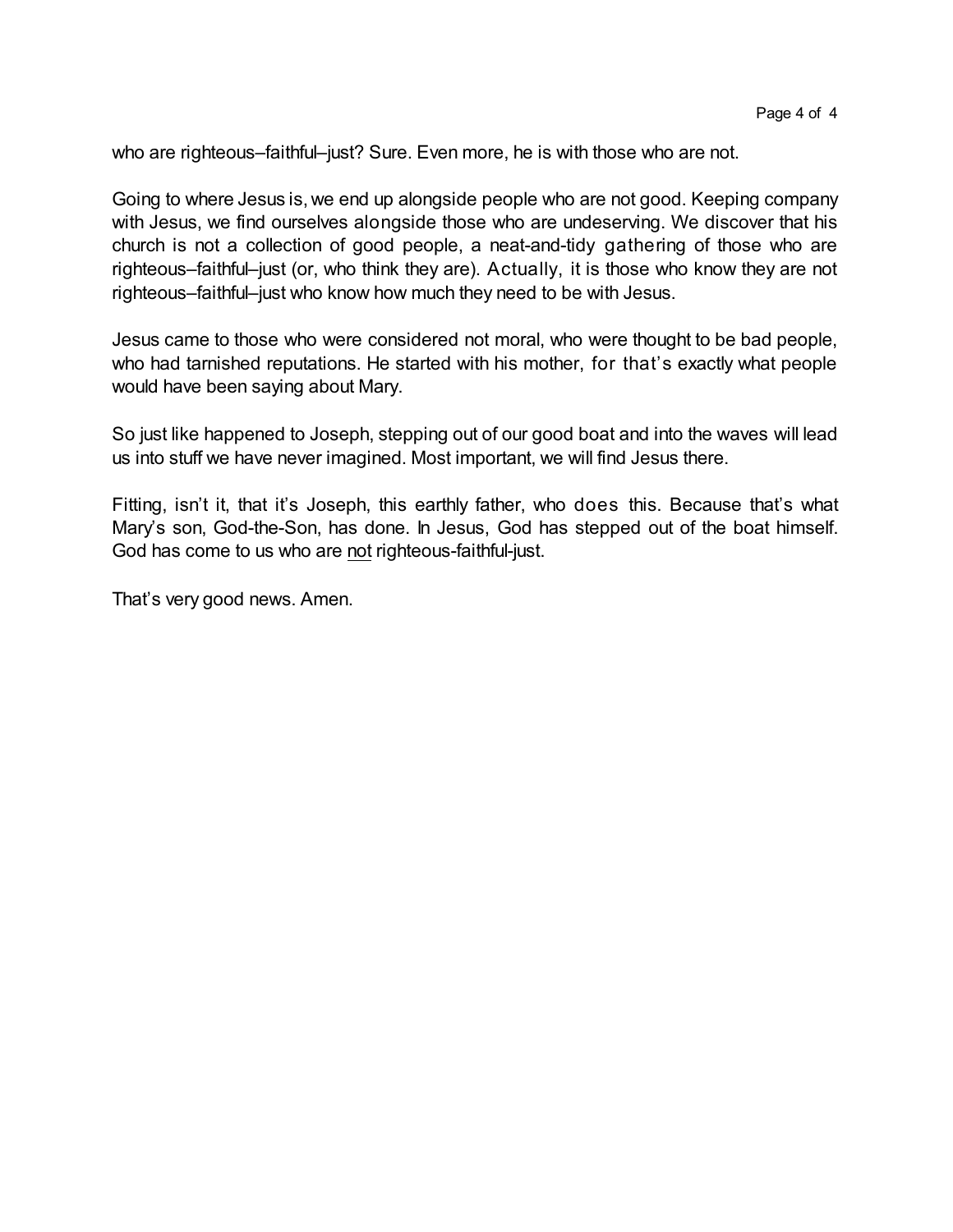who are righteous–faithful–just? Sure. Even more, he is with those who are not.

Going to where Jesus is, we end up alongside people who are not good. Keeping company with Jesus, we find ourselves alongside those who are undeserving. We discover that his church is not a collection of good people, a neat-and-tidy gathering of those who are righteous–faithful–just (or, who think they are). Actually, it is those who know they are not righteous–faithful–just who know how much they need to be with Jesus.

Jesus came to those who were considered not moral, who were thought to be bad people, who had tarnished reputations. He started with his mother, for that's exactly what people would have been saying about Mary.

So just like happened to Joseph, stepping out of our good boat and into the waves will lead us into stuff we have never imagined. Most important, we will find Jesus there.

Fitting, isn't it, that it's Joseph, this earthly father, who does this. Because that's what Mary's son, God-the-Son, has done. In Jesus, God has stepped out of the boat himself. God has come to us who are <u>not</u> righteous-faithful-just.

That's very good news. Amen.